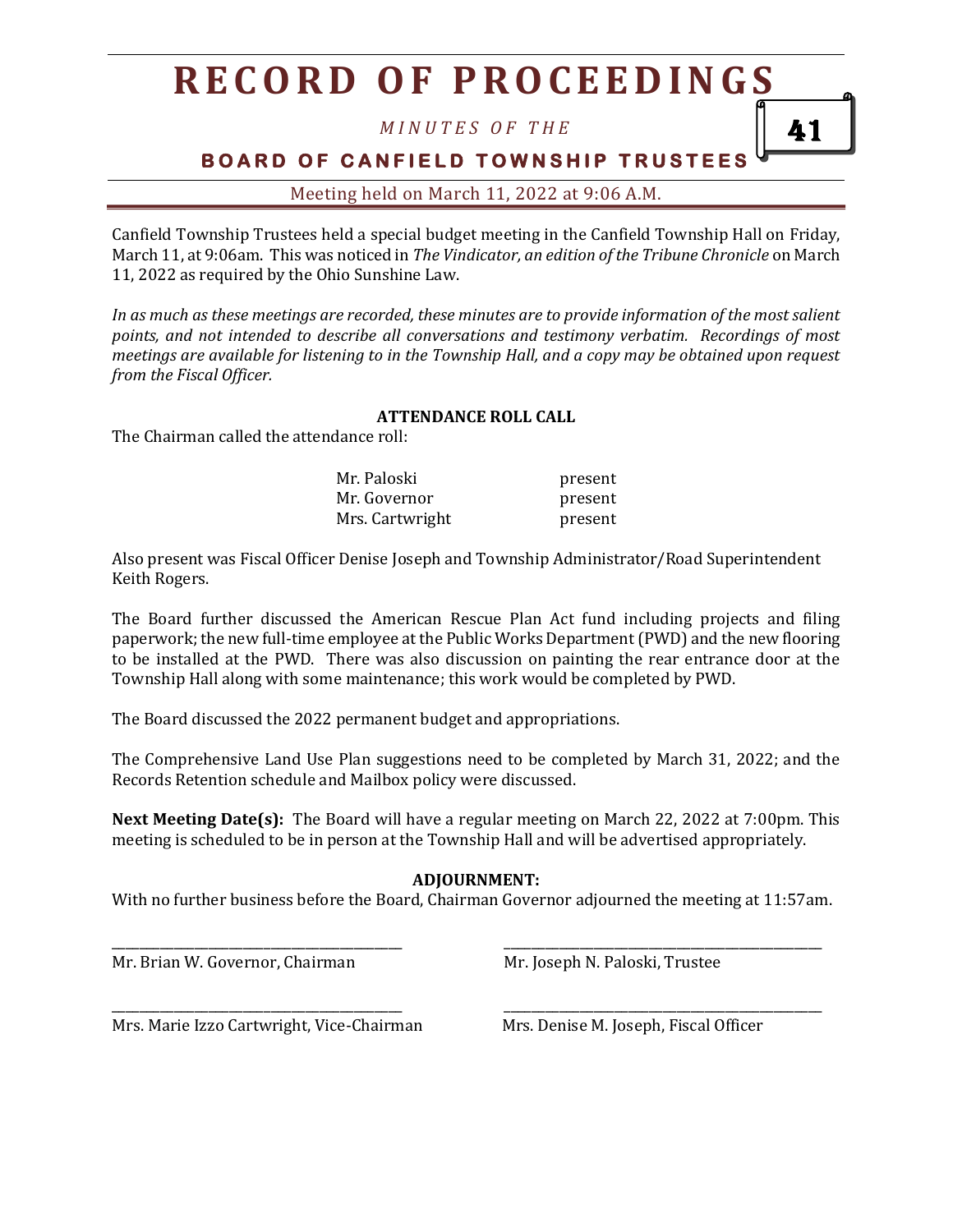# RECORD OF PROCEEDINGS

*MINUTES OF THE*

**BOARD OF CANFIELD TOWNSHIP TRUSTEES**

Meeting held on March 11, 2022 at 9:06 A.M.

Canfield Township Trustees held a special budget meeting in the Canfield Township Hall on Friday, March 11, at 9:06am. This was noticed in *The Vindicator, an edition of the Tribune Chronicle* on March 11, 2022 as required by the Ohio Sunshine Law.

*In as much as these meetings are recorded, these minutes are to provide information of the most salient points, and not intended to describe all conversations and testimony verbatim. Recordings of most meetings are available for listening to in the Township Hall, and a copy may be obtained upon request from the Fiscal Officer.*

**ATTENDANCE ROLL CALL**

The Chairman called the attendance roll:

| | |
|---|---|
| Mr. Paloski | present |
| Mr. Governor | present |
| Mrs. Cartwright | present |

Also present was Fiscal Officer Denise Joseph and Township Administrator/Road Superintendent Keith Rogers.

The Board further discussed the American Rescue Plan Act fund including projects and filing paperwork; the new full-time employee at the Public Works Department (PWD) and the new flooring to be installed at the PWD. There was also discussion on painting the rear entrance door at the Township Hall along with some maintenance; this work would be completed by PWD.

The Board discussed the 2022 permanent budget and appropriations.

The Comprehensive Land Use Plan suggestions need to be completed by March 31, 2022; and the Records Retention schedule and Mailbox policy were discussed.

**Next Meeting Date(s):** The Board will have a regular meeting on March 22, 2022 at 7:00pm. This meeting is scheduled to be in person at the Township Hall and will be advertised appropriately.

**ADJOURNMENT:**

With no further business before the Board, Chairman Governor adjourned the meeting at 11:57am.

_______________________________
Mr. Brian W. Governor, Chairman

_______________________________
Mr. Joseph N. Paloski, Trustee

_______________________________
Mrs. Marie Izzo Cartwright, Vice-Chairman

_______________________________
Mrs. Denise M. Joseph, Fiscal Officer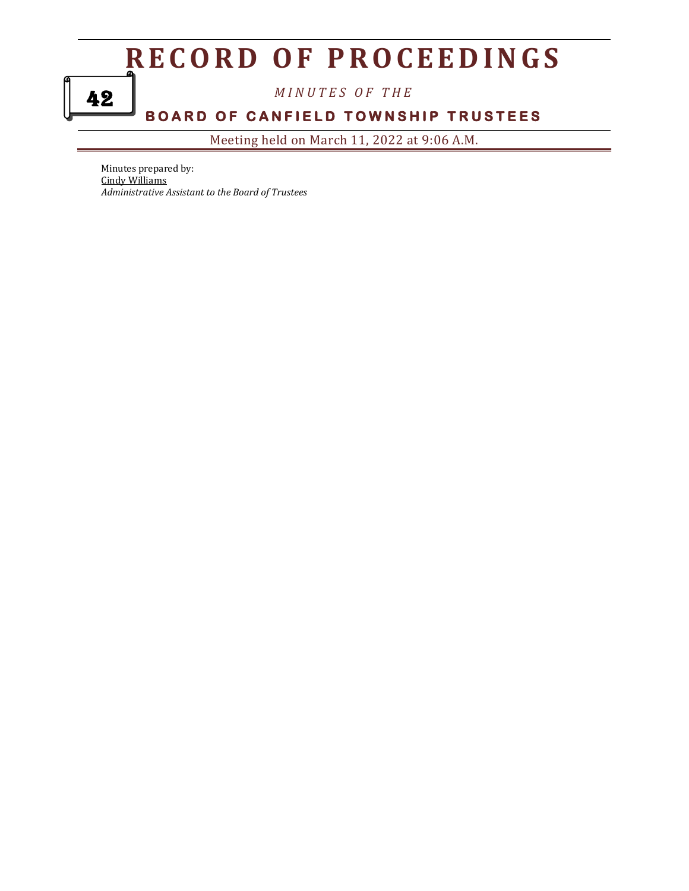Minutes prepared by:
Cindy Williams
*Administrative Assistant to the Board of Trustees*